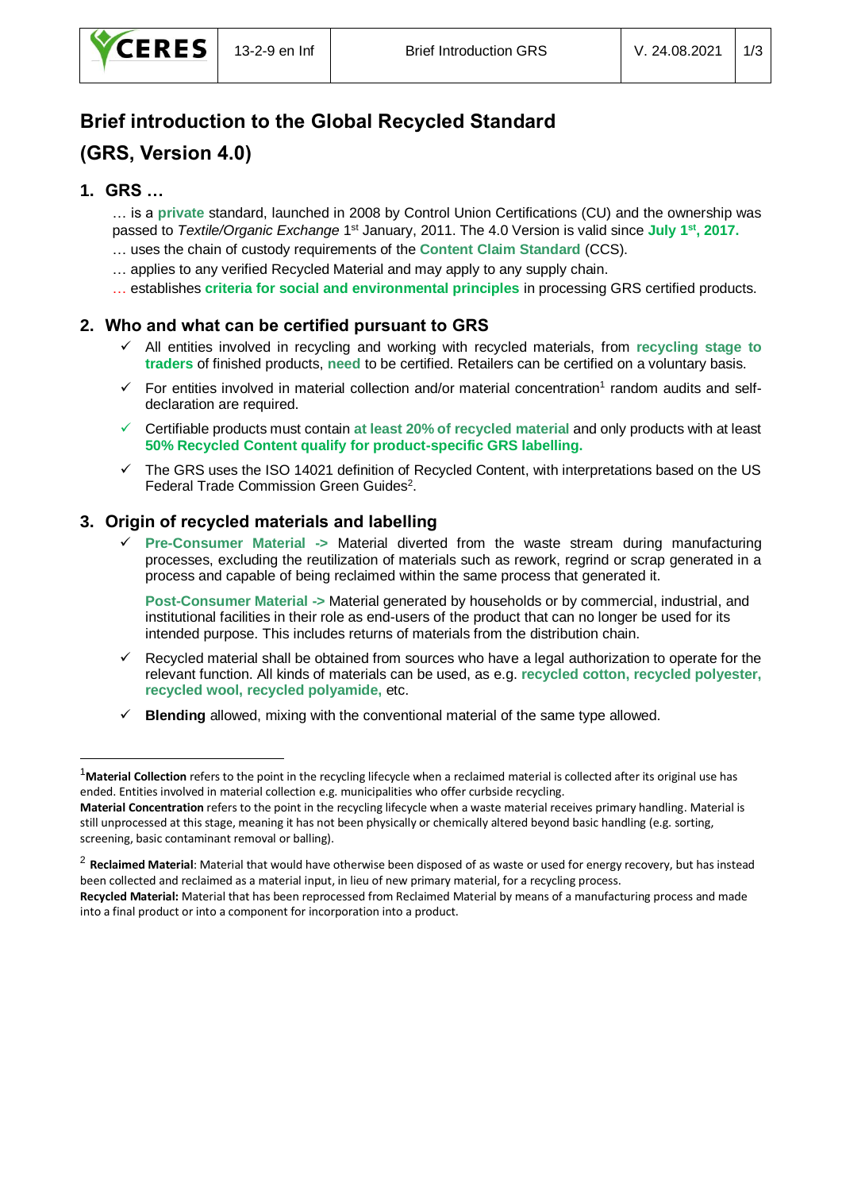# Brief introduction to the Global Recycled Standard (GRS, Version 4.0)

## 1. GRS …

… is a **private** standard, launched in 2008 by Control Union Certifications (CU) and the ownership was passed to *Textile/Organic Exchange* 1st January, 2011. The 4.0 Version is valid since **July 1st, 2017.**

… uses the chain of custody requirements of the **Content Claim Standard** (CCS).

… applies to any verified Recycled Material and may apply to any supply chain.

… establishes **criteria for social and environmental principles** in processing GRS certified products.

## 2. Who and what can be certified pursuant to GRS

- ✓ All entities involved in recycling and working with recycled materials, from **recycling stage to traders** of finished products, **need** to be certified. Retailers can be certified on a voluntary basis.
- ✓ For entities involved in material collection and/or material concentration[1] random audits and self-declaration are required.
- ✓ Certifiable products must contain **at least 20% of recycled material** and only products with at least **50% Recycled Content qualify for product-specific GRS labelling.**
- ✓ The GRS uses the ISO 14021 definition of Recycled Content, with interpretations based on the US Federal Trade Commission Green Guides[2].

## 3. Origin of recycled materials and labelling

- ✓ **Pre-Consumer Material ->** Material diverted from the waste stream during manufacturing processes, excluding the reutilization of materials such as rework, regrind or scrap generated in a process and capable of being reclaimed within the same process that generated it.

  **Post-Consumer Material ->** Material generated by households or by commercial, industrial, and institutional facilities in their role as end-users of the product that can no longer be used for its intended purpose. This includes returns of materials from the distribution chain.
- ✓ Recycled material shall be obtained from sources who have a legal authorization to operate for the relevant function. All kinds of materials can be used, as e.g. **recycled cotton, recycled polyester, recycled wool, recycled polyamide,** etc.
- ✓ **Blending** allowed, mixing with the conventional material of the same type allowed.

---

[1] **Material Collection** refers to the point in the recycling lifecycle when a reclaimed material is collected after its original use has ended. Entities involved in material collection e.g. municipalities who offer curbside recycling.
**Material Concentration** refers to the point in the recycling lifecycle when a waste material receives primary handling. Material is still unprocessed at this stage, meaning it has not been physically or chemically altered beyond basic handling (e.g. sorting, screening, basic contaminant removal or balling).

[2] **Reclaimed Material**: Material that would have otherwise been disposed of as waste or used for energy recovery, but has instead been collected and reclaimed as a material input, in lieu of new primary material, for a recycling process.
**Recycled Material:** Material that has been reprocessed from Reclaimed Material by means of a manufacturing process and made into a final product or into a component for incorporation into a product.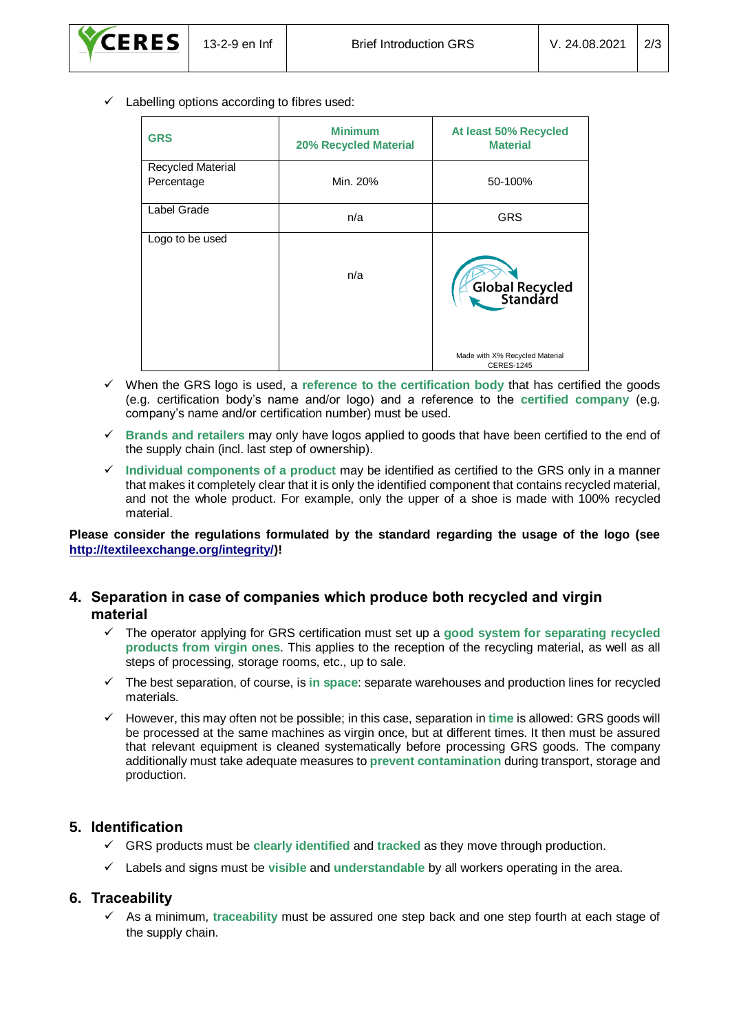- ✓ Labelling options according to fibres used:

| GRS | Minimum 20% Recycled Material | At least 50% Recycled Material |
|---|---|---|
| Recycled Material Percentage | Min. 20% | 50-100% |
| Label Grade | n/a | GRS |
| Logo to be used | n/a | Global Recycled Standard<br>Made with X% Recycled Material<br>CERES-1245 |

- ✓ When the GRS logo is used, a **reference to the certification body** that has certified the goods (e.g. certification body's name and/or logo) and a reference to the **certified company** (e.g. company's name and/or certification number) must be used.
- ✓ **Brands and retailers** may only have logos applied to goods that have been certified to the end of the supply chain (incl. last step of ownership).
- ✓ **Individual components of a product** may be identified as certified to the GRS only in a manner that makes it completely clear that it is only the identified component that contains recycled material, and not the whole product. For example, only the upper of a shoe is made with 100% recycled material.

**Please consider the regulations formulated by the standard regarding the usage of the logo (see http://textileexchange.org/integrity/)!**

## 4. Separation in case of companies which produce both recycled and virgin material

- ✓ The operator applying for GRS certification must set up a **good system for separating recycled products from virgin ones**. This applies to the reception of the recycling material, as well as all steps of processing, storage rooms, etc., up to sale.
- ✓ The best separation, of course, is **in space**: separate warehouses and production lines for recycled materials.
- ✓ However, this may often not be possible; in this case, separation in **time** is allowed: GRS goods will be processed at the same machines as virgin once, but at different times. It then must be assured that relevant equipment is cleaned systematically before processing GRS goods. The company additionally must take adequate measures to **prevent contamination** during transport, storage and production.

## 5. Identification

- ✓ GRS products must be **clearly identified** and **tracked** as they move through production.
- ✓ Labels and signs must be **visible** and **understandable** by all workers operating in the area.

## 6. Traceability

- ✓ As a minimum, **traceability** must be assured one step back and one step fourth at each stage of the supply chain.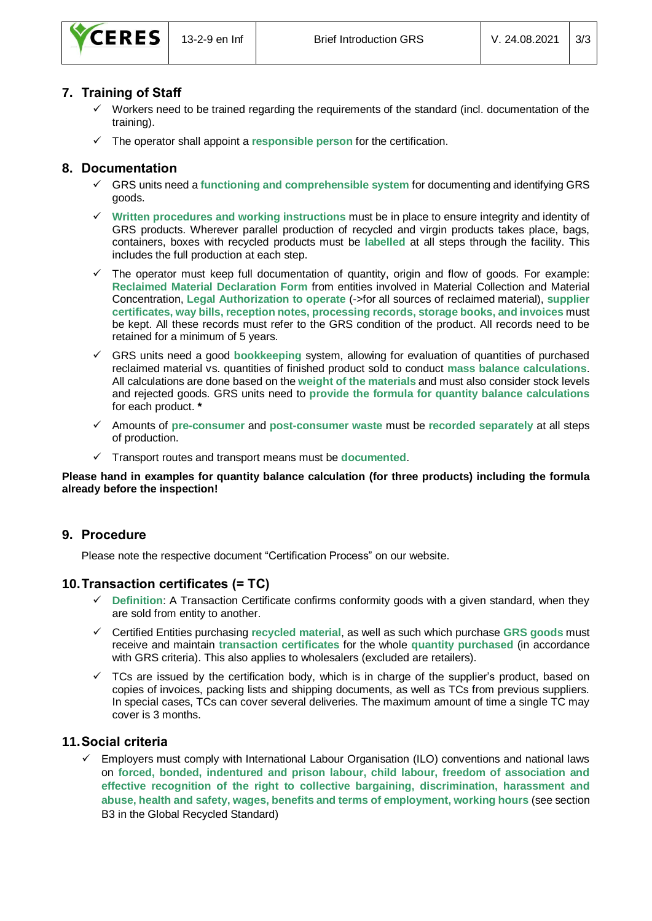## 7. Training of Staff

- Workers need to be trained regarding the requirements of the standard (incl. documentation of the training).
- The operator shall appoint a **responsible person** for the certification.

## 8. Documentation

- GRS units need a **functioning and comprehensible system** for documenting and identifying GRS goods.
- **Written procedures and working instructions** must be in place to ensure integrity and identity of GRS products. Wherever parallel production of recycled and virgin products takes place, bags, containers, boxes with recycled products must be **labelled** at all steps through the facility. This includes the full production at each step.
- The operator must keep full documentation of quantity, origin and flow of goods. For example: **Reclaimed Material Declaration Form** from entities involved in Material Collection and Material Concentration, **Legal Authorization to operate** (->for all sources of reclaimed material), **supplier certificates, way bills, reception notes, processing records, storage books, and invoices** must be kept. All these records must refer to the GRS condition of the product. All records need to be retained for a minimum of 5 years.
- GRS units need a good **bookkeeping** system, allowing for evaluation of quantities of purchased reclaimed material vs. quantities of finished product sold to conduct **mass balance calculations**. All calculations are done based on the **weight of the materials** and must also consider stock levels and rejected goods. GRS units need to **provide the formula for quantity balance calculations** for each product. *****
- Amounts of **pre-consumer** and **post-consumer waste** must be **recorded separately** at all steps of production.
- Transport routes and transport means must be **documented**.

**Please hand in examples for quantity balance calculation (for three products) including the formula already before the inspection!**

## 9. Procedure

Please note the respective document "Certification Process" on our website.

## 10. Transaction certificates (= TC)

- **Definition**: A Transaction Certificate confirms conformity goods with a given standard, when they are sold from entity to another.
- Certified Entities purchasing **recycled material**, as well as such which purchase **GRS goods** must receive and maintain **transaction certificates** for the whole **quantity purchased** (in accordance with GRS criteria). This also applies to wholesalers (excluded are retailers).
- TCs are issued by the certification body, which is in charge of the supplier's product, based on copies of invoices, packing lists and shipping documents, as well as TCs from previous suppliers. In special cases, TCs can cover several deliveries. The maximum amount of time a single TC may cover is 3 months.

## 11. Social criteria

- Employers must comply with International Labour Organisation (ILO) conventions and national laws on **forced, bonded, indentured and prison labour, child labour, freedom of association and effective recognition of the right to collective bargaining, discrimination, harassment and abuse, health and safety, wages, benefits and terms of employment, working hours** (see section B3 in the Global Recycled Standard)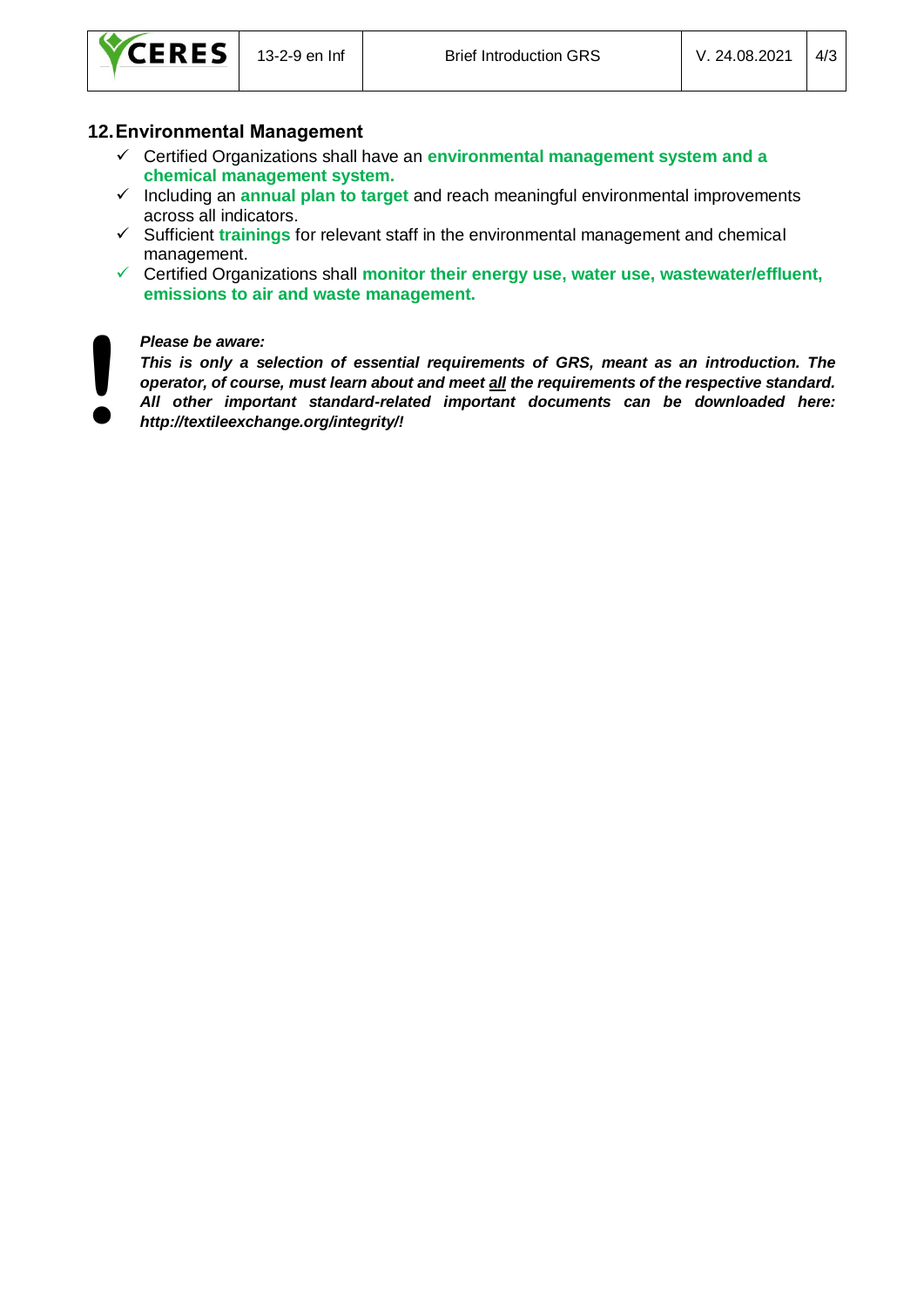## 12. Environmental Management

- ✓ Certified Organizations shall have an **environmental management system and a chemical management system.**
- ✓ Including an **annual plan to target** and reach meaningful environmental improvements across all indicators.
- ✓ Sufficient **trainings** for relevant staff in the environmental management and chemical management.
- ✓ Certified Organizations shall **monitor their energy use, water use, wastewater/effluent, emissions to air and waste management.**

**!**

***Please be aware:***
***This is only a selection of essential requirements of GRS, meant as an introduction. The operator, of course, must learn about and meet <u>all</u> the requirements of the respective standard. All other important standard-related important documents can be downloaded here: http://textileexchange.org/integrity/!***